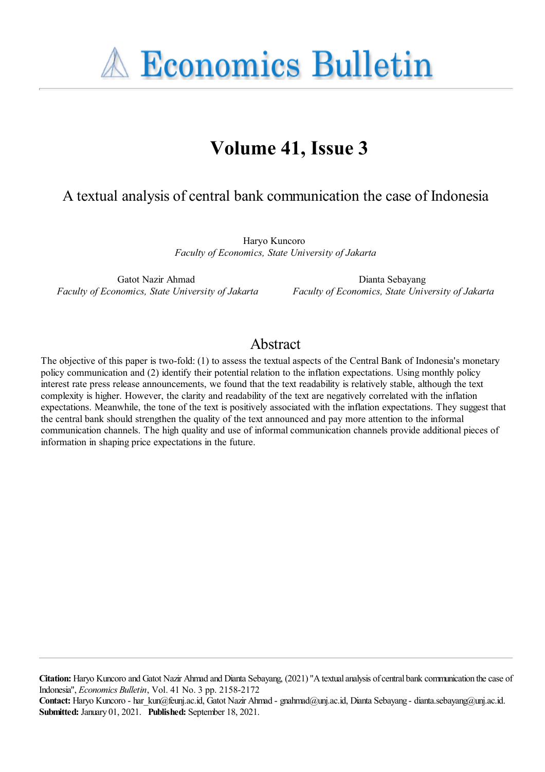# Economics Bulletin

## Volume 41, Issue 3

### A textual analysis of central bank communication the case of Indonesia

Haryo Kuncoro
*Faculty of Economics, State University of Jakarta*

Gatot Nazir Ahmad
*Faculty of Economics, State University of Jakarta*

Dianta Sebayang
*Faculty of Economics, State University of Jakarta*

## Abstract

The objective of this paper is two-fold: (1) to assess the textual aspects of the Central Bank of Indonesia's monetary policy communication and (2) identify their potential relation to the inflation expectations. Using monthly policy interest rate press release announcements, we found that the text readability is relatively stable, although the text complexity is higher. However, the clarity and readability of the text are negatively correlated with the inflation expectations. Meanwhile, the tone of the text is positively associated with the inflation expectations. They suggest that the central bank should strengthen the quality of the text announced and pay more attention to the informal communication channels. The high quality and use of informal communication channels provide additional pieces of information in shaping price expectations in the future.

---

**Citation:** Haryo Kuncoro and Gatot Nazir Ahmad and Dianta Sebayang, (2021) "A textual analysis of central bank communication the case of Indonesia", *Economics Bulletin*, Vol. 41 No. 3 pp. 2158-2172
**Contact:** Haryo Kuncoro - har_kun@feunj.ac.id, Gatot Nazir Ahmad - gnahmad@unj.ac.id, Dianta Sebayang - dianta.sebayang@unj.ac.id.
**Submitted:** January 01, 2021. **Published:** September 18, 2021.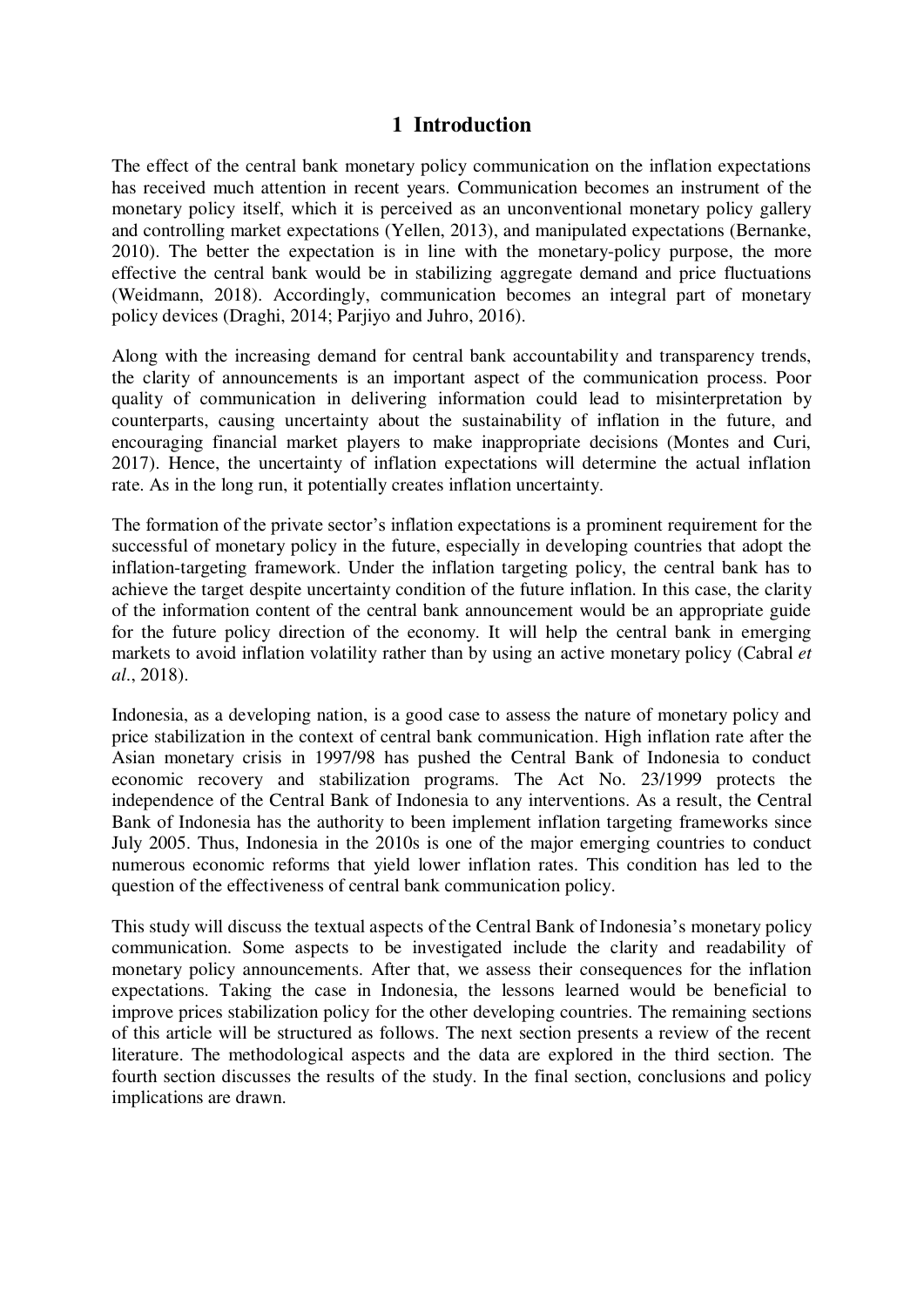# 1 Introduction

The effect of the central bank monetary policy communication on the inflation expectations has received much attention in recent years. Communication becomes an instrument of the monetary policy itself, which it is perceived as an unconventional monetary policy gallery and controlling market expectations (Yellen, 2013), and manipulated expectations (Bernanke, 2010). The better the expectation is in line with the monetary-policy purpose, the more effective the central bank would be in stabilizing aggregate demand and price fluctuations (Weidmann, 2018). Accordingly, communication becomes an integral part of monetary policy devices (Draghi, 2014; Parjiyo and Juhro, 2016).

Along with the increasing demand for central bank accountability and transparency trends, the clarity of announcements is an important aspect of the communication process. Poor quality of communication in delivering information could lead to misinterpretation by counterparts, causing uncertainty about the sustainability of inflation in the future, and encouraging financial market players to make inappropriate decisions (Montes and Curi, 2017). Hence, the uncertainty of inflation expectations will determine the actual inflation rate. As in the long run, it potentially creates inflation uncertainty.

The formation of the private sector's inflation expectations is a prominent requirement for the successful of monetary policy in the future, especially in developing countries that adopt the inflation-targeting framework. Under the inflation targeting policy, the central bank has to achieve the target despite uncertainty condition of the future inflation. In this case, the clarity of the information content of the central bank announcement would be an appropriate guide for the future policy direction of the economy. It will help the central bank in emerging markets to avoid inflation volatility rather than by using an active monetary policy (Cabral *et al.*, 2018).

Indonesia, as a developing nation, is a good case to assess the nature of monetary policy and price stabilization in the context of central bank communication. High inflation rate after the Asian monetary crisis in 1997/98 has pushed the Central Bank of Indonesia to conduct economic recovery and stabilization programs. The Act No. 23/1999 protects the independence of the Central Bank of Indonesia to any interventions. As a result, the Central Bank of Indonesia has the authority to been implement inflation targeting frameworks since July 2005. Thus, Indonesia in the 2010s is one of the major emerging countries to conduct numerous economic reforms that yield lower inflation rates. This condition has led to the question of the effectiveness of central bank communication policy.

This study will discuss the textual aspects of the Central Bank of Indonesia's monetary policy communication. Some aspects to be investigated include the clarity and readability of monetary policy announcements. After that, we assess their consequences for the inflation expectations. Taking the case in Indonesia, the lessons learned would be beneficial to improve prices stabilization policy for the other developing countries. The remaining sections of this article will be structured as follows. The next section presents a review of the recent literature. The methodological aspects and the data are explored in the third section. The fourth section discusses the results of the study. In the final section, conclusions and policy implications are drawn.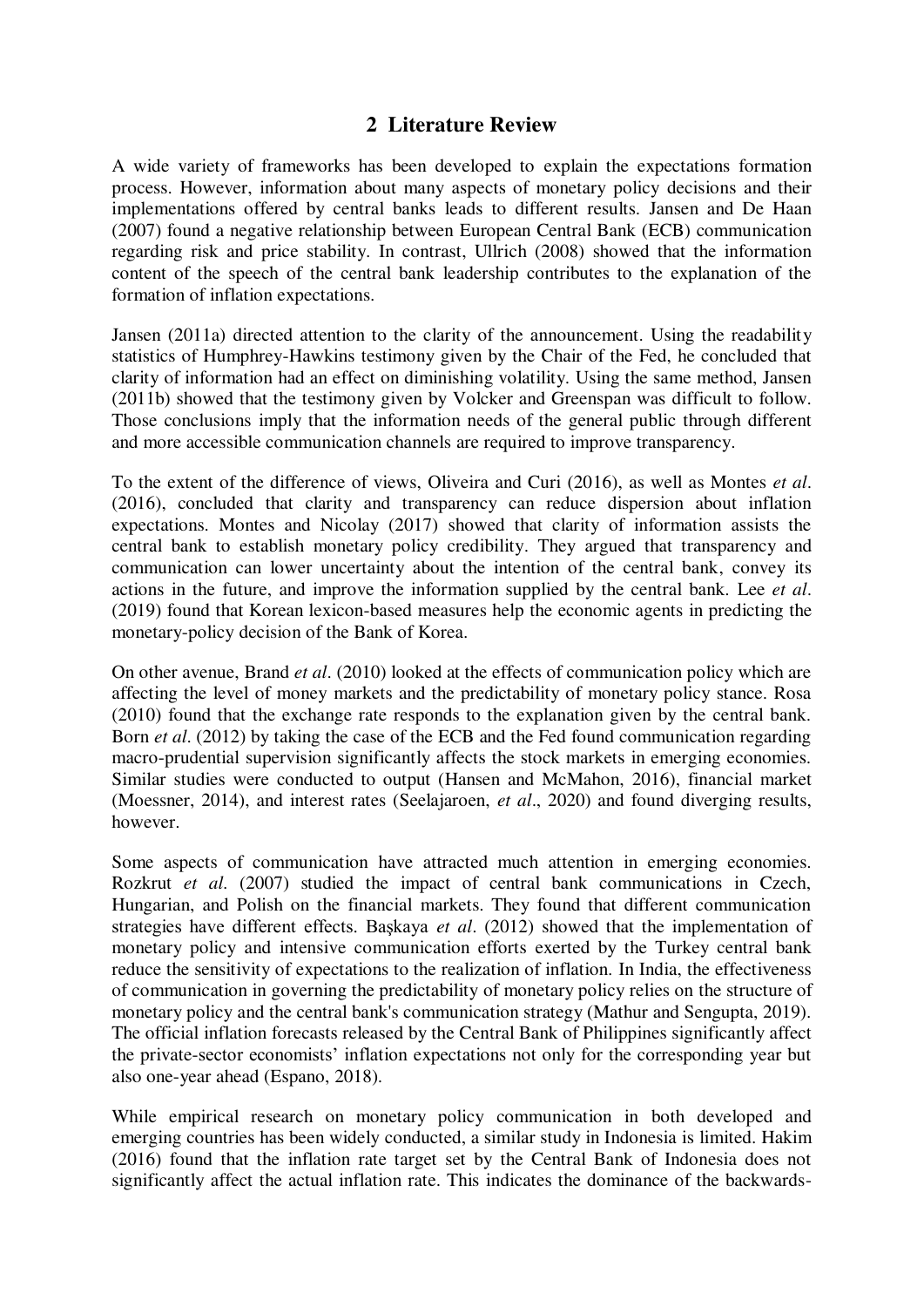## 2 Literature Review

A wide variety of frameworks has been developed to explain the expectations formation process. However, information about many aspects of monetary policy decisions and their implementations offered by central banks leads to different results. Jansen and De Haan (2007) found a negative relationship between European Central Bank (ECB) communication regarding risk and price stability. In contrast, Ullrich (2008) showed that the information content of the speech of the central bank leadership contributes to the explanation of the formation of inflation expectations.

Jansen (2011a) directed attention to the clarity of the announcement. Using the readability statistics of Humphrey-Hawkins testimony given by the Chair of the Fed, he concluded that clarity of information had an effect on diminishing volatility. Using the same method, Jansen (2011b) showed that the testimony given by Volcker and Greenspan was difficult to follow. Those conclusions imply that the information needs of the general public through different and more accessible communication channels are required to improve transparency.

To the extent of the difference of views, Oliveira and Curi (2016), as well as Montes *et al*. (2016), concluded that clarity and transparency can reduce dispersion about inflation expectations. Montes and Nicolay (2017) showed that clarity of information assists the central bank to establish monetary policy credibility. They argued that transparency and communication can lower uncertainty about the intention of the central bank, convey its actions in the future, and improve the information supplied by the central bank. Lee *et al*. (2019) found that Korean lexicon-based measures help the economic agents in predicting the monetary-policy decision of the Bank of Korea.

On other avenue, Brand *et al*. (2010) looked at the effects of communication policy which are affecting the level of money markets and the predictability of monetary policy stance. Rosa (2010) found that the exchange rate responds to the explanation given by the central bank. Born *et al*. (2012) by taking the case of the ECB and the Fed found communication regarding macro-prudential supervision significantly affects the stock markets in emerging economies. Similar studies were conducted to output (Hansen and McMahon, 2016), financial market (Moessner, 2014), and interest rates (Seelajaroen, *et al*., 2020) and found diverging results, however.

Some aspects of communication have attracted much attention in emerging economies. Rozkrut *et al*. (2007) studied the impact of central bank communications in Czech, Hungarian, and Polish on the financial markets. They found that different communication strategies have different effects. Başkaya *et al*. (2012) showed that the implementation of monetary policy and intensive communication efforts exerted by the Turkey central bank reduce the sensitivity of expectations to the realization of inflation. In India, the effectiveness of communication in governing the predictability of monetary policy relies on the structure of monetary policy and the central bank's communication strategy (Mathur and Sengupta, 2019). The official inflation forecasts released by the Central Bank of Philippines significantly affect the private-sector economists' inflation expectations not only for the corresponding year but also one-year ahead (Espano, 2018).

While empirical research on monetary policy communication in both developed and emerging countries has been widely conducted, a similar study in Indonesia is limited. Hakim (2016) found that the inflation rate target set by the Central Bank of Indonesia does not significantly affect the actual inflation rate. This indicates the dominance of the backwards-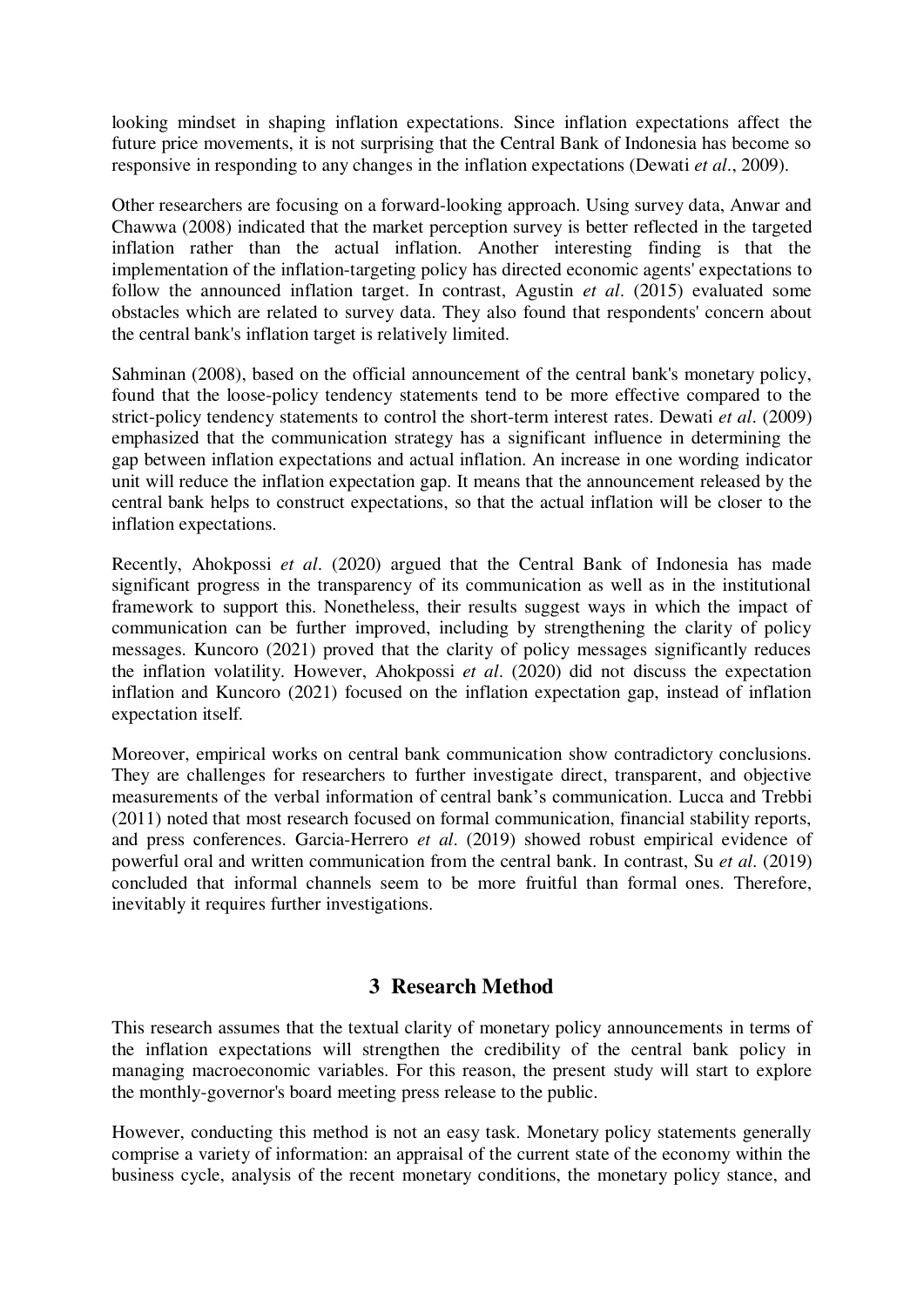looking mindset in shaping inflation expectations. Since inflation expectations affect the future price movements, it is not surprising that the Central Bank of Indonesia has become so responsive in responding to any changes in the inflation expectations (Dewati *et al*., 2009).

Other researchers are focusing on a forward-looking approach. Using survey data, Anwar and Chawwa (2008) indicated that the market perception survey is better reflected in the targeted inflation rather than the actual inflation. Another interesting finding is that the implementation of the inflation-targeting policy has directed economic agents' expectations to follow the announced inflation target. In contrast, Agustin *et al*. (2015) evaluated some obstacles which are related to survey data. They also found that respondents' concern about the central bank's inflation target is relatively limited.

Sahminan (2008), based on the official announcement of the central bank's monetary policy, found that the loose-policy tendency statements tend to be more effective compared to the strict-policy tendency statements to control the short-term interest rates. Dewati *et al*. (2009) emphasized that the communication strategy has a significant influence in determining the gap between inflation expectations and actual inflation. An increase in one wording indicator unit will reduce the inflation expectation gap. It means that the announcement released by the central bank helps to construct expectations, so that the actual inflation will be closer to the inflation expectations.

Recently, Ahokpossi *et al*. (2020) argued that the Central Bank of Indonesia has made significant progress in the transparency of its communication as well as in the institutional framework to support this. Nonetheless, their results suggest ways in which the impact of communication can be further improved, including by strengthening the clarity of policy messages. Kuncoro (2021) proved that the clarity of policy messages significantly reduces the inflation volatility. However, Ahokpossi *et al*. (2020) did not discuss the expectation inflation and Kuncoro (2021) focused on the inflation expectation gap, instead of inflation expectation itself.

Moreover, empirical works on central bank communication show contradictory conclusions. They are challenges for researchers to further investigate direct, transparent, and objective measurements of the verbal information of central bank's communication. Lucca and Trebbi (2011) noted that most research focused on formal communication, financial stability reports, and press conferences. Garcia-Herrero *et al*. (2019) showed robust empirical evidence of powerful oral and written communication from the central bank. In contrast, Su *et al*. (2019) concluded that informal channels seem to be more fruitful than formal ones. Therefore, inevitably it requires further investigations.

## 3 Research Method

This research assumes that the textual clarity of monetary policy announcements in terms of the inflation expectations will strengthen the credibility of the central bank policy in managing macroeconomic variables. For this reason, the present study will start to explore the monthly-governor's board meeting press release to the public.

However, conducting this method is not an easy task. Monetary policy statements generally comprise a variety of information: an appraisal of the current state of the economy within the business cycle, analysis of the recent monetary conditions, the monetary policy stance, and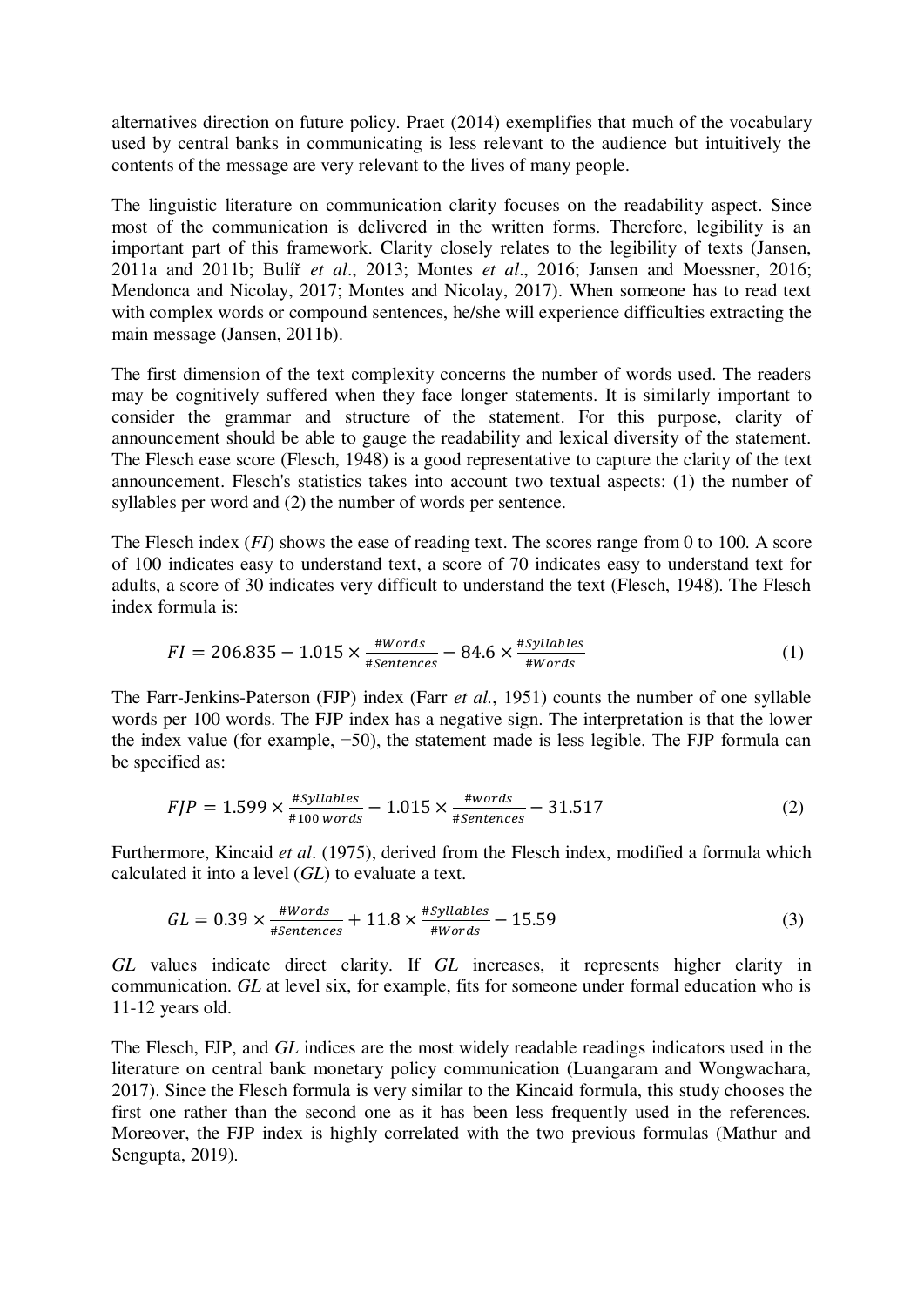alternatives direction on future policy. Praet (2014) exemplifies that much of the vocabulary used by central banks in communicating is less relevant to the audience but intuitively the contents of the message are very relevant to the lives of many people.

The linguistic literature on communication clarity focuses on the readability aspect. Since most of the communication is delivered in the written forms. Therefore, legibility is an important part of this framework. Clarity closely relates to the legibility of texts (Jansen, 2011a and 2011b; Bulíř *et al*., 2013; Montes *et al*., 2016; Jansen and Moessner, 2016; Mendonca and Nicolay, 2017; Montes and Nicolay, 2017). When someone has to read text with complex words or compound sentences, he/she will experience difficulties extracting the main message (Jansen, 2011b).

The first dimension of the text complexity concerns the number of words used. The readers may be cognitively suffered when they face longer statements. It is similarly important to consider the grammar and structure of the statement. For this purpose, clarity of announcement should be able to gauge the readability and lexical diversity of the statement. The Flesch ease score (Flesch, 1948) is a good representative to capture the clarity of the text announcement. Flesch's statistics takes into account two textual aspects: (1) the number of syllables per word and (2) the number of words per sentence.

The Flesch index (*FI*) shows the ease of reading text. The scores range from 0 to 100. A score of 100 indicates easy to understand text, a score of 70 indicates easy to understand text for adults, a score of 30 indicates very difficult to understand the text (Flesch, 1948). The Flesch index formula is:

$$FI = 206.835 - 1.015 \times \frac{\#Words}{\#Sentences} - 84.6 \times \frac{\#Syllables}{\#Words} \tag{1}$$

The Farr-Jenkins-Paterson (FJP) index (Farr *et al.*, 1951) counts the number of one syllable words per 100 words. The FJP index has a negative sign. The interpretation is that the lower the index value (for example, −50), the statement made is less legible. The FJP formula can be specified as:

$$FJP = 1.599 \times \frac{\#Syllables}{\#100\,words} - 1.015 \times \frac{\#words}{\#Sentences} - 31.517 \tag{2}$$

Furthermore, Kincaid *et al*. (1975), derived from the Flesch index, modified a formula which calculated it into a level (*GL*) to evaluate a text.

$$GL = 0.39 \times \frac{\#Words}{\#Sentences} + 11.8 \times \frac{\#Syllables}{\#Words} - 15.59 \tag{3}$$

*GL* values indicate direct clarity. If *GL* increases, it represents higher clarity in communication. *GL* at level six, for example, fits for someone under formal education who is 11-12 years old.

The Flesch, FJP, and *GL* indices are the most widely readable readings indicators used in the literature on central bank monetary policy communication (Luangaram and Wongwachara, 2017). Since the Flesch formula is very similar to the Kincaid formula, this study chooses the first one rather than the second one as it has been less frequently used in the references. Moreover, the FJP index is highly correlated with the two previous formulas (Mathur and Sengupta, 2019).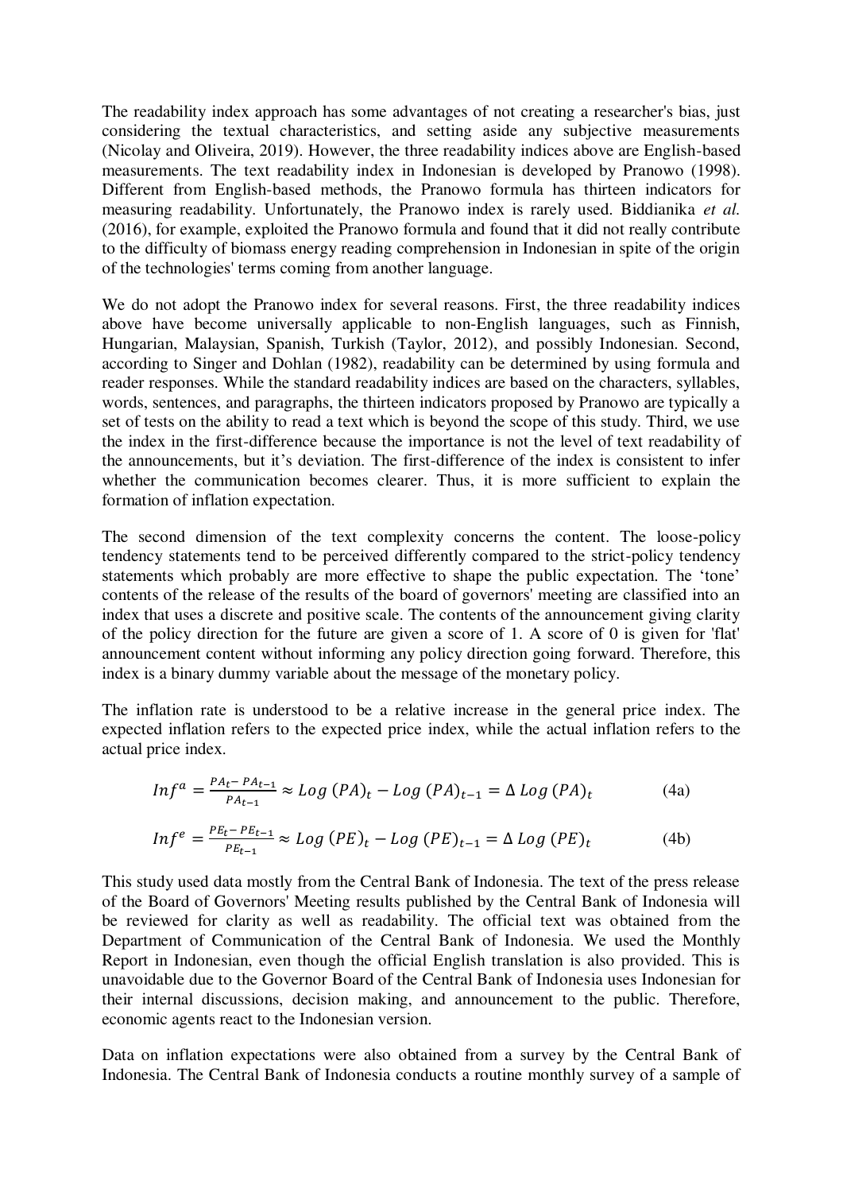The readability index approach has some advantages of not creating a researcher's bias, just considering the textual characteristics, and setting aside any subjective measurements (Nicolay and Oliveira, 2019). However, the three readability indices above are English-based measurements. The text readability index in Indonesian is developed by Pranowo (1998). Different from English-based methods, the Pranowo formula has thirteen indicators for measuring readability. Unfortunately, the Pranowo index is rarely used. Biddianika *et al.* (2016), for example, exploited the Pranowo formula and found that it did not really contribute to the difficulty of biomass energy reading comprehension in Indonesian in spite of the origin of the technologies' terms coming from another language.

We do not adopt the Pranowo index for several reasons. First, the three readability indices above have become universally applicable to non-English languages, such as Finnish, Hungarian, Malaysian, Spanish, Turkish (Taylor, 2012), and possibly Indonesian. Second, according to Singer and Dohlan (1982), readability can be determined by using formula and reader responses. While the standard readability indices are based on the characters, syllables, words, sentences, and paragraphs, the thirteen indicators proposed by Pranowo are typically a set of tests on the ability to read a text which is beyond the scope of this study. Third, we use the index in the first-difference because the importance is not the level of text readability of the announcements, but it's deviation. The first-difference of the index is consistent to infer whether the communication becomes clearer. Thus, it is more sufficient to explain the formation of inflation expectation.

The second dimension of the text complexity concerns the content. The loose-policy tendency statements tend to be perceived differently compared to the strict-policy tendency statements which probably are more effective to shape the public expectation. The 'tone' contents of the release of the results of the board of governors' meeting are classified into an index that uses a discrete and positive scale. The contents of the announcement giving clarity of the policy direction for the future are given a score of 1. A score of 0 is given for 'flat' announcement content without informing any policy direction going forward. Therefore, this index is a binary dummy variable about the message of the monetary policy.

The inflation rate is understood to be a relative increase in the general price index. The expected inflation refers to the expected price index, while the actual inflation refers to the actual price index.

$$Inf^a = \frac{PA_t - PA_{t-1}}{PA_{t-1}} \approx Log\,(PA)_t - Log\,(PA)_{t-1} = \Delta\, Log\,(PA)_t \quad (4a)$$

$$Inf^e = \frac{PE_t - PE_{t-1}}{PE_{t-1}} \approx Log\,(PE)_t - Log\,(PE)_{t-1} = \Delta\, Log\,(PE)_t \quad (4b)$$

This study used data mostly from the Central Bank of Indonesia. The text of the press release of the Board of Governors' Meeting results published by the Central Bank of Indonesia will be reviewed for clarity as well as readability. The official text was obtained from the Department of Communication of the Central Bank of Indonesia. We used the Monthly Report in Indonesian, even though the official English translation is also provided. This is unavoidable due to the Governor Board of the Central Bank of Indonesia uses Indonesian for their internal discussions, decision making, and announcement to the public. Therefore, economic agents react to the Indonesian version.

Data on inflation expectations were also obtained from a survey by the Central Bank of Indonesia. The Central Bank of Indonesia conducts a routine monthly survey of a sample of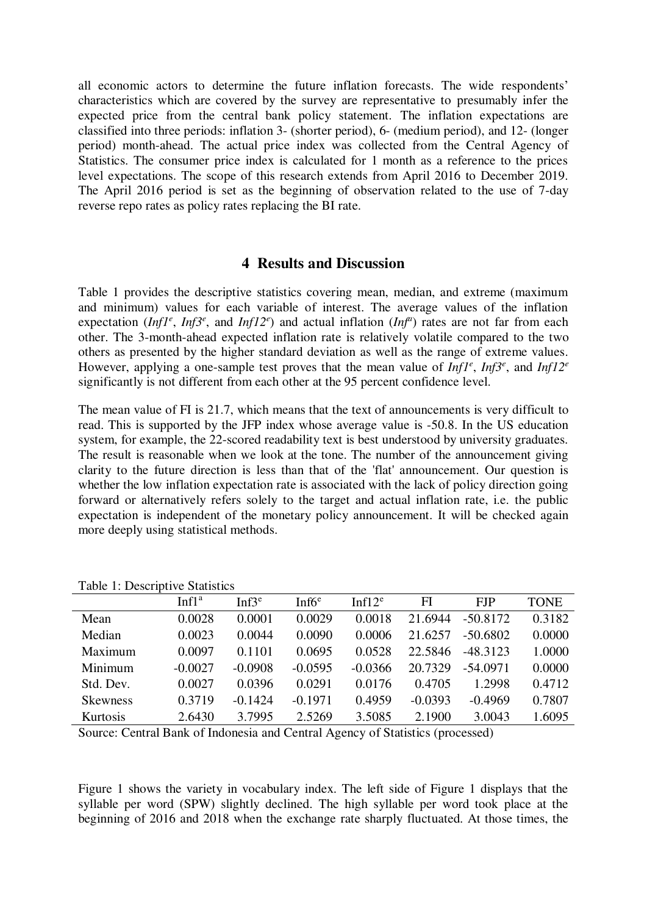all economic actors to determine the future inflation forecasts. The wide respondents' characteristics which are covered by the survey are representative to presumably infer the expected price from the central bank policy statement. The inflation expectations are classified into three periods: inflation 3- (shorter period), 6- (medium period), and 12- (longer period) month-ahead. The actual price index was collected from the Central Agency of Statistics. The consumer price index is calculated for 1 month as a reference to the prices level expectations. The scope of this research extends from April 2016 to December 2019. The April 2016 period is set as the beginning of observation related to the use of 7-day reverse repo rates as policy rates replacing the BI rate.

## 4 Results and Discussion

Table 1 provides the descriptive statistics covering mean, median, and extreme (maximum and minimum) values for each variable of interest. The average values of the inflation expectation ($Inf1^e$, $Inf3^e$, and $Inf12^e$) and actual inflation ($Inf^a$) rates are not far from each other. The 3-month-ahead expected inflation rate is relatively volatile compared to the two others as presented by the higher standard deviation as well as the range of extreme values. However, applying a one-sample test proves that the mean value of $Inf1^e$, $Inf3^e$, and $Inf12^e$ significantly is not different from each other at the 95 percent confidence level.

The mean value of FI is 21.7, which means that the text of announcements is very difficult to read. This is supported by the JFP index whose average value is -50.8. In the US education system, for example, the 22-scored readability text is best understood by university graduates. The result is reasonable when we look at the tone. The number of the announcement giving clarity to the future direction is less than that of the 'flat' announcement. Our question is whether the low inflation expectation rate is associated with the lack of policy direction going forward or alternatively refers solely to the target and actual inflation rate, i.e. the public expectation is independent of the monetary policy announcement. It will be checked again more deeply using statistical methods.

Table 1: Descriptive Statistics

| | $Inf1^a$ | $Inf3^e$ | $Inf6^e$ | $Inf12^e$ | FI | FJP | TONE |
|---|---|---|---|---|---|---|---|
| Mean | 0.0028 | 0.0001 | 0.0029 | 0.0018 | 21.6944 | -50.8172 | 0.3182 |
| Median | 0.0023 | 0.0044 | 0.0090 | 0.0006 | 21.6257 | -50.6802 | 0.0000 |
| Maximum | 0.0097 | 0.1101 | 0.0695 | 0.0528 | 22.5846 | -48.3123 | 1.0000 |
| Minimum | -0.0027 | -0.0908 | -0.0595 | -0.0366 | 20.7329 | -54.0971 | 0.0000 |
| Std. Dev. | 0.0027 | 0.0396 | 0.0291 | 0.0176 | 0.4705 | 1.2998 | 0.4712 |
| Skewness | 0.3719 | -0.1424 | -0.1971 | 0.4959 | -0.0393 | -0.4969 | 0.7807 |
| Kurtosis | 2.6430 | 3.7995 | 2.5269 | 3.5085 | 2.1900 | 3.0043 | 1.6095 |

Source: Central Bank of Indonesia and Central Agency of Statistics (processed)

Figure 1 shows the variety in vocabulary index. The left side of Figure 1 displays that the syllable per word (SPW) slightly declined. The high syllable per word took place at the beginning of 2016 and 2018 when the exchange rate sharply fluctuated. At those times, the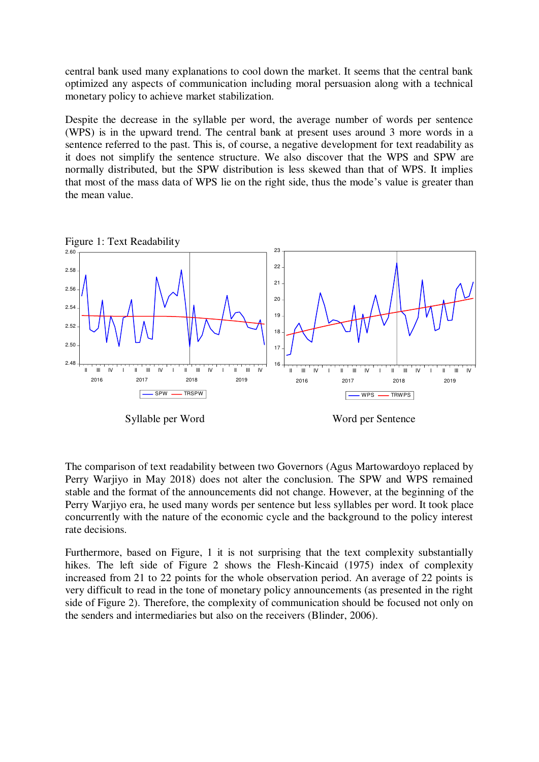central bank used many explanations to cool down the market. It seems that the central bank optimized any aspects of communication including moral persuasion along with a technical monetary policy to achieve market stabilization.

Despite the decrease in the syllable per word, the average number of words per sentence (WPS) is in the upward trend. The central bank at present uses around 3 more words in a sentence referred to the past. This is, of course, a negative development for text readability as it does not simplify the sentence structure. We also discover that the WPS and SPW are normally distributed, but the SPW distribution is less skewed than that of WPS. It implies that most of the mass data of WPS lie on the right side, thus the mode's value is greater than the mean value.

Figure 1: Text Readability

Syllable per Word

Word per Sentence

The comparison of text readability between two Governors (Agus Martowardoyo replaced by Perry Warjiyo in May 2018) does not alter the conclusion. The SPW and WPS remained stable and the format of the announcements did not change. However, at the beginning of the Perry Warjiyo era, he used many words per sentence but less syllables per word. It took place concurrently with the nature of the economic cycle and the background to the policy interest rate decisions.

Furthermore, based on Figure, 1 it is not surprising that the text complexity substantially hikes. The left side of Figure 2 shows the Flesh-Kincaid (1975) index of complexity increased from 21 to 22 points for the whole observation period. An average of 22 points is very difficult to read in the tone of monetary policy announcements (as presented in the right side of Figure 2). Therefore, the complexity of communication should be focused not only on the senders and intermediaries but also on the receivers (Blinder, 2006).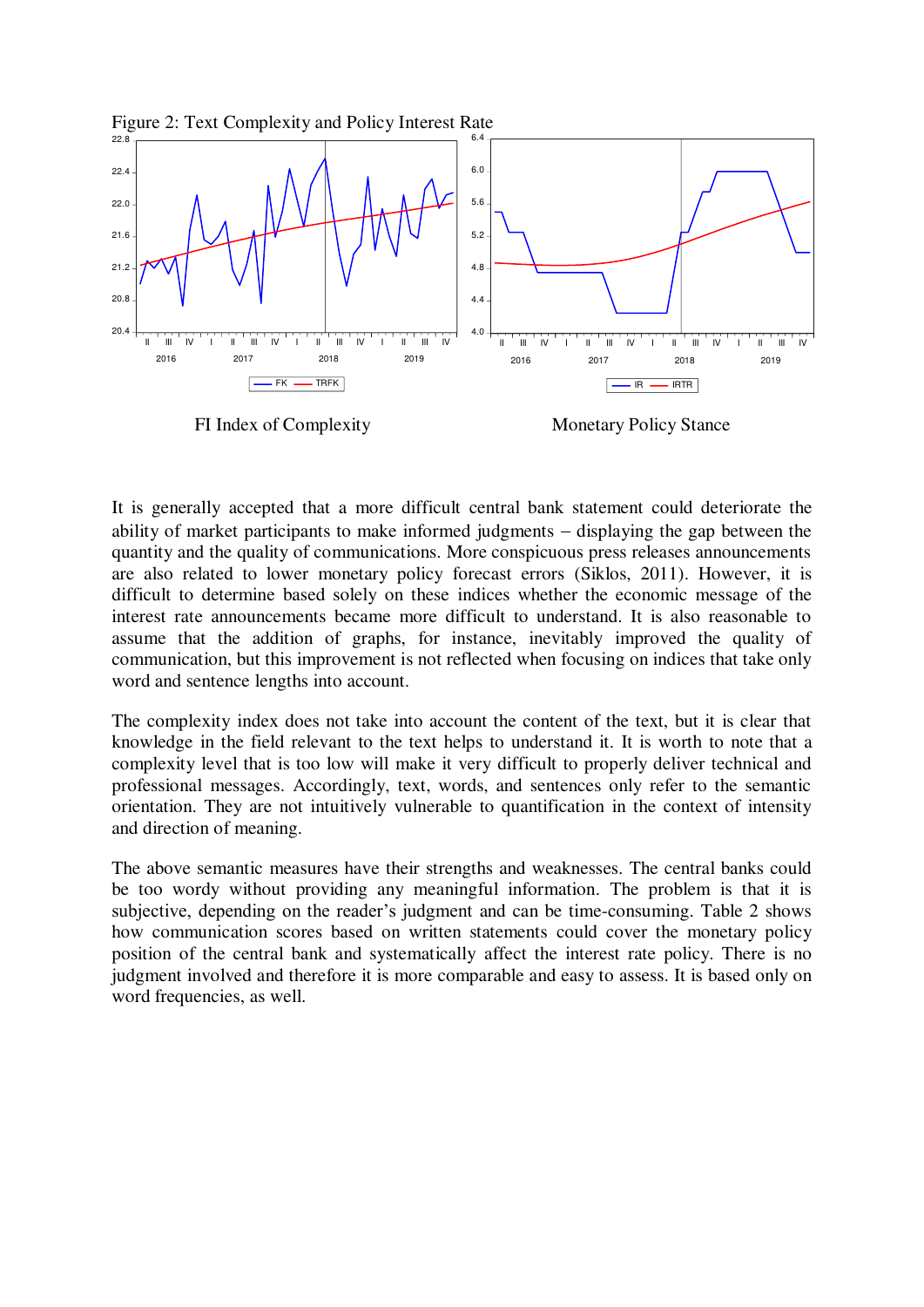Figure 2: Text Complexity and Policy Interest Rate

FI Index of Complexity

Monetary Policy Stance

It is generally accepted that a more difficult central bank statement could deteriorate the ability of market participants to make informed judgments – displaying the gap between the quantity and the quality of communications. More conspicuous press releases announcements are also related to lower monetary policy forecast errors (Siklos, 2011). However, it is difficult to determine based solely on these indices whether the economic message of the interest rate announcements became more difficult to understand. It is also reasonable to assume that the addition of graphs, for instance, inevitably improved the quality of communication, but this improvement is not reflected when focusing on indices that take only word and sentence lengths into account.

The complexity index does not take into account the content of the text, but it is clear that knowledge in the field relevant to the text helps to understand it. It is worth to note that a complexity level that is too low will make it very difficult to properly deliver technical and professional messages. Accordingly, text, words, and sentences only refer to the semantic orientation. They are not intuitively vulnerable to quantification in the context of intensity and direction of meaning.

The above semantic measures have their strengths and weaknesses. The central banks could be too wordy without providing any meaningful information. The problem is that it is subjective, depending on the reader's judgment and can be time-consuming. Table 2 shows how communication scores based on written statements could cover the monetary policy position of the central bank and systematically affect the interest rate policy. There is no judgment involved and therefore it is more comparable and easy to assess. It is based only on word frequencies, as well.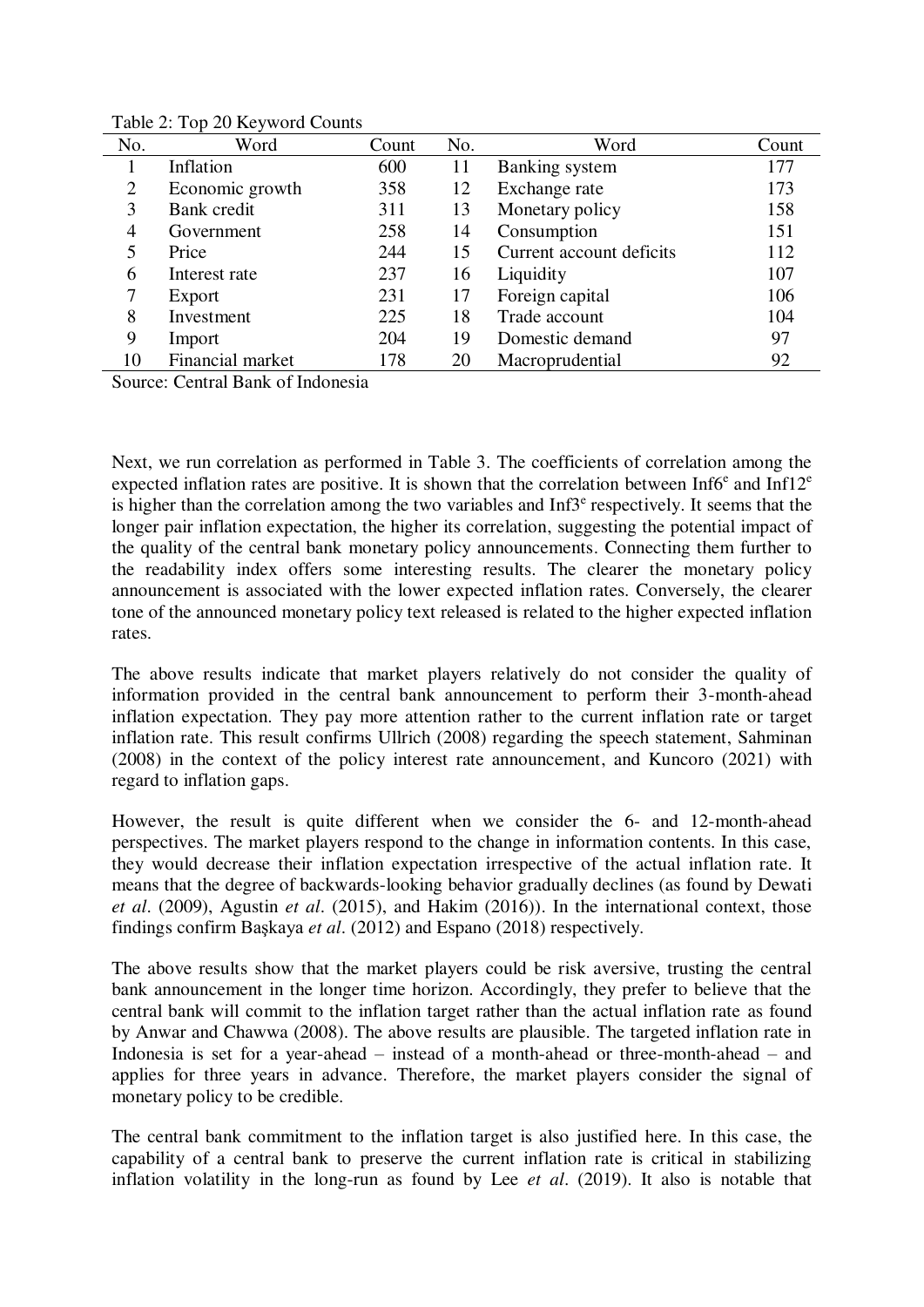Table 2: Top 20 Keyword Counts

| No. | Word | Count | No. | Word | Count |
|---|---|---|---|---|---|
| 1 | Inflation | 600 | 11 | Banking system | 177 |
| 2 | Economic growth | 358 | 12 | Exchange rate | 173 |
| 3 | Bank credit | 311 | 13 | Monetary policy | 158 |
| 4 | Government | 258 | 14 | Consumption | 151 |
| 5 | Price | 244 | 15 | Current account deficits | 112 |
| 6 | Interest rate | 237 | 16 | Liquidity | 107 |
| 7 | Export | 231 | 17 | Foreign capital | 106 |
| 8 | Investment | 225 | 18 | Trade account | 104 |
| 9 | Import | 204 | 19 | Domestic demand | 97 |
| 10 | Financial market | 178 | 20 | Macroprudential | 92 |

Source: Central Bank of Indonesia

Next, we run correlation as performed in Table 3. The coefficients of correlation among the expected inflation rates are positive. It is shown that the correlation between $Inf6^e$ and $Inf12^e$ is higher than the correlation among the two variables and $Inf3^e$ respectively. It seems that the longer pair inflation expectation, the higher its correlation, suggesting the potential impact of the quality of the central bank monetary policy announcements. Connecting them further to the readability index offers some interesting results. The clearer the monetary policy announcement is associated with the lower expected inflation rates. Conversely, the clearer tone of the announced monetary policy text released is related to the higher expected inflation rates.

The above results indicate that market players relatively do not consider the quality of information provided in the central bank announcement to perform their 3-month-ahead inflation expectation. They pay more attention rather to the current inflation rate or target inflation rate. This result confirms Ullrich (2008) regarding the speech statement, Sahminan (2008) in the context of the policy interest rate announcement, and Kuncoro (2021) with regard to inflation gaps.

However, the result is quite different when we consider the 6- and 12-month-ahead perspectives. The market players respond to the change in information contents. In this case, they would decrease their inflation expectation irrespective of the actual inflation rate. It means that the degree of backwards-looking behavior gradually declines (as found by Dewati *et al*. (2009), Agustin *et al*. (2015), and Hakim (2016)). In the international context, those findings confirm Başkaya *et al*. (2012) and Espano (2018) respectively.

The above results show that the market players could be risk aversive, trusting the central bank announcement in the longer time horizon. Accordingly, they prefer to believe that the central bank will commit to the inflation target rather than the actual inflation rate as found by Anwar and Chawwa (2008). The above results are plausible. The targeted inflation rate in Indonesia is set for a year-ahead – instead of a month-ahead or three-month-ahead – and applies for three years in advance. Therefore, the market players consider the signal of monetary policy to be credible.

The central bank commitment to the inflation target is also justified here. In this case, the capability of a central bank to preserve the current inflation rate is critical in stabilizing inflation volatility in the long-run as found by Lee *et al*. (2019). It also is notable that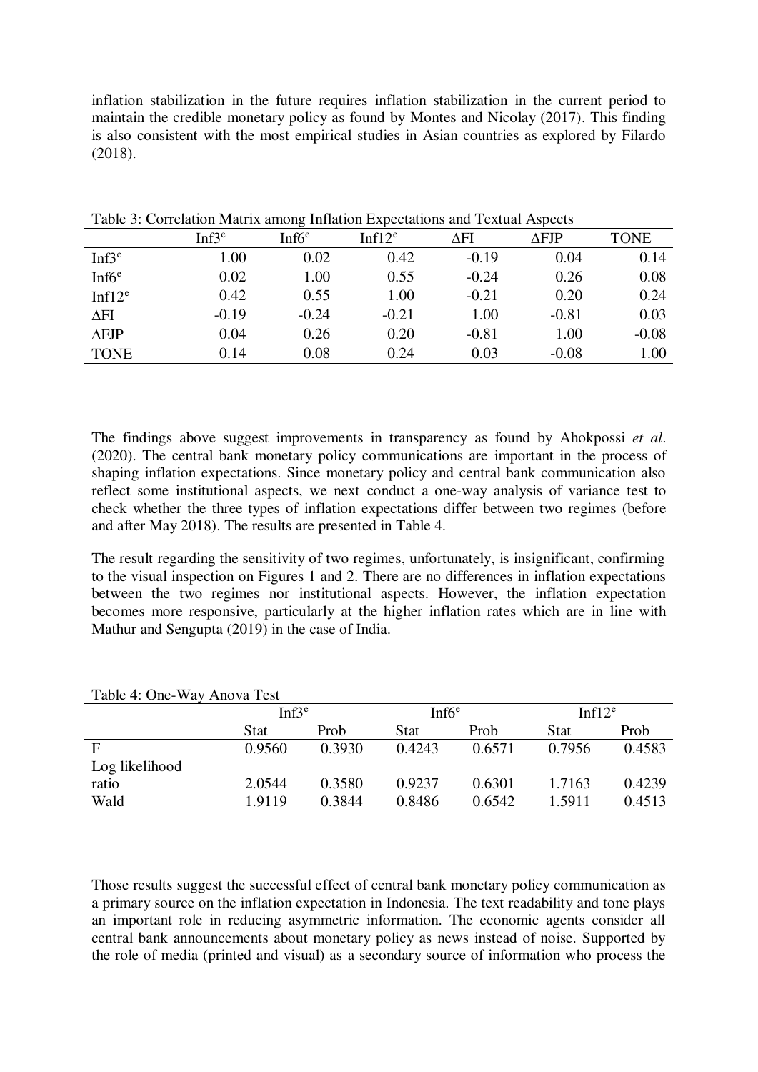inflation stabilization in the future requires inflation stabilization in the current period to maintain the credible monetary policy as found by Montes and Nicolay (2017). This finding is also consistent with the most empirical studies in Asian countries as explored by Filardo (2018).

Table 3: Correlation Matrix among Inflation Expectations and Textual Aspects

| | $Inf3^e$ | $Inf6^e$ | $Inf12^e$ | $\Delta$FI | $\Delta$FJP | TONE |
|---|---|---|---|---|---|---|
| $Inf3^e$ | 1.00 | 0.02 | 0.42 | -0.19 | 0.04 | 0.14 |
| $Inf6^e$ | 0.02 | 1.00 | 0.55 | -0.24 | 0.26 | 0.08 |
| $Inf12^e$ | 0.42 | 0.55 | 1.00 | -0.21 | 0.20 | 0.24 |
| $\Delta$FI | -0.19 | -0.24 | -0.21 | 1.00 | -0.81 | 0.03 |
| $\Delta$FJP | 0.04 | 0.26 | 0.20 | -0.81 | 1.00 | -0.08 |
| TONE | 0.14 | 0.08 | 0.24 | 0.03 | -0.08 | 1.00 |

The findings above suggest improvements in transparency as found by Ahokpossi *et al*. (2020). The central bank monetary policy communications are important in the process of shaping inflation expectations. Since monetary policy and central bank communication also reflect some institutional aspects, we next conduct a one-way analysis of variance test to check whether the three types of inflation expectations differ between two regimes (before and after May 2018). The results are presented in Table 4.

The result regarding the sensitivity of two regimes, unfortunately, is insignificant, confirming to the visual inspection on Figures 1 and 2. There are no differences in inflation expectations between the two regimes nor institutional aspects. However, the inflation expectation becomes more responsive, particularly at the higher inflation rates which are in line with Mathur and Sengupta (2019) in the case of India.

Table 4: One-Way Anova Test

| | $Inf3^e$ | | $Inf6^e$ | | $Inf12^e$ | |
|---|---|---|---|---|---|---|
| | Stat | Prob | Stat | Prob | Stat | Prob |
| F | 0.9560 | 0.3930 | 0.4243 | 0.6571 | 0.7956 | 0.4583 |
| Log likelihood ratio | 2.0544 | 0.3580 | 0.9237 | 0.6301 | 1.7163 | 0.4239 |
| Wald | 1.9119 | 0.3844 | 0.8486 | 0.6542 | 1.5911 | 0.4513 |

Those results suggest the successful effect of central bank monetary policy communication as a primary source on the inflation expectation in Indonesia. The text readability and tone plays an important role in reducing asymmetric information. The economic agents consider all central bank announcements about monetary policy as news instead of noise. Supported by the role of media (printed and visual) as a secondary source of information who process the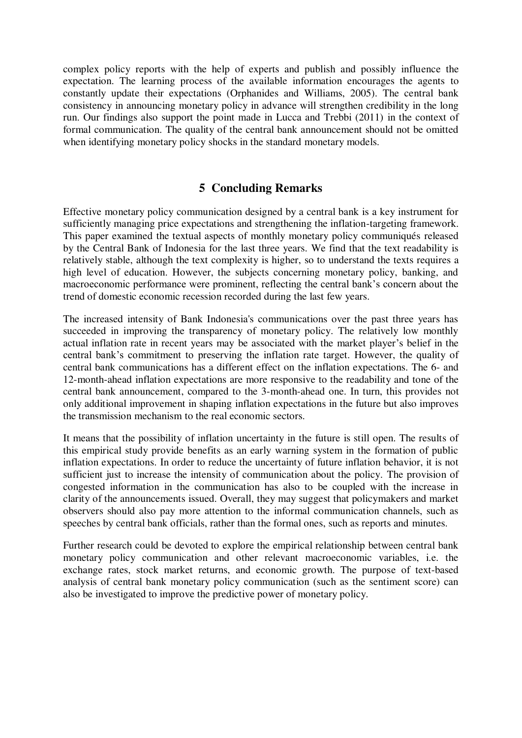complex policy reports with the help of experts and publish and possibly influence the expectation. The learning process of the available information encourages the agents to constantly update their expectations (Orphanides and Williams, 2005). The central bank consistency in announcing monetary policy in advance will strengthen credibility in the long run. Our findings also support the point made in Lucca and Trebbi (2011) in the context of formal communication. The quality of the central bank announcement should not be omitted when identifying monetary policy shocks in the standard monetary models.

## 5 Concluding Remarks

Effective monetary policy communication designed by a central bank is a key instrument for sufficiently managing price expectations and strengthening the inflation-targeting framework. This paper examined the textual aspects of monthly monetary policy communiqués released by the Central Bank of Indonesia for the last three years. We find that the text readability is relatively stable, although the text complexity is higher, so to understand the texts requires a high level of education. However, the subjects concerning monetary policy, banking, and macroeconomic performance were prominent, reflecting the central bank's concern about the trend of domestic economic recession recorded during the last few years.

The increased intensity of Bank Indonesia's communications over the past three years has succeeded in improving the transparency of monetary policy. The relatively low monthly actual inflation rate in recent years may be associated with the market player's belief in the central bank's commitment to preserving the inflation rate target. However, the quality of central bank communications has a different effect on the inflation expectations. The 6- and 12-month-ahead inflation expectations are more responsive to the readability and tone of the central bank announcement, compared to the 3-month-ahead one. In turn, this provides not only additional improvement in shaping inflation expectations in the future but also improves the transmission mechanism to the real economic sectors.

It means that the possibility of inflation uncertainty in the future is still open. The results of this empirical study provide benefits as an early warning system in the formation of public inflation expectations. In order to reduce the uncertainty of future inflation behavior, it is not sufficient just to increase the intensity of communication about the policy. The provision of congested information in the communication has also to be coupled with the increase in clarity of the announcements issued. Overall, they may suggest that policymakers and market observers should also pay more attention to the informal communication channels, such as speeches by central bank officials, rather than the formal ones, such as reports and minutes.

Further research could be devoted to explore the empirical relationship between central bank monetary policy communication and other relevant macroeconomic variables, i.e. the exchange rates, stock market returns, and economic growth. The purpose of text-based analysis of central bank monetary policy communication (such as the sentiment score) can also be investigated to improve the predictive power of monetary policy.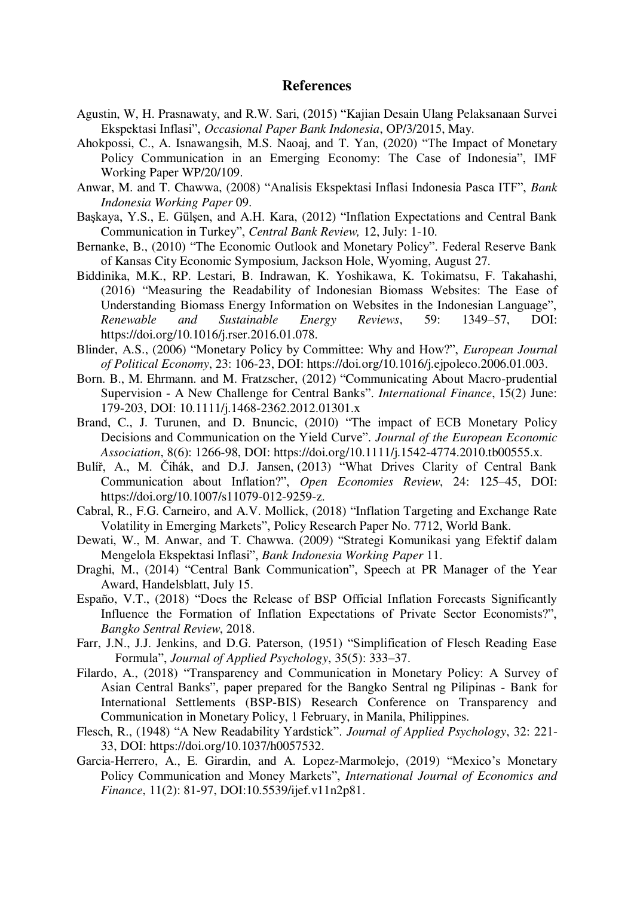# References

Agustin, W, H. Prasnawaty, and R.W. Sari, (2015) "Kajian Desain Ulang Pelaksanaan Survei Ekspektasi Inflasi", *Occasional Paper Bank Indonesia*, OP/3/2015, May.

Ahokpossi, C., A. Isnawangsih, M.S. Naoaj, and T. Yan, (2020) "The Impact of Monetary Policy Communication in an Emerging Economy: The Case of Indonesia", IMF Working Paper WP/20/109.

Anwar, M. and T. Chawwa, (2008) "Analisis Ekspektasi Inflasi Indonesia Pasca ITF", *Bank Indonesia Working Paper* 09.

Başkaya, Y.S., E. Gülşen, and A.H. Kara, (2012) "Inflation Expectations and Central Bank Communication in Turkey", *Central Bank Review,* 12, July: 1-10.

Bernanke, B., (2010) "The Economic Outlook and Monetary Policy". Federal Reserve Bank of Kansas City Economic Symposium, Jackson Hole, Wyoming, August 27.

Biddinika, M.K., RP. Lestari, B. Indrawan, K. Yoshikawa, K. Tokimatsu, F. Takahashi, (2016) "Measuring the Readability of Indonesian Biomass Websites: The Ease of Understanding Biomass Energy Information on Websites in the Indonesian Language", *Renewable and Sustainable Energy Reviews*, 59: 1349–57, DOI: https://doi.org/10.1016/j.rser.2016.01.078.

Blinder, A.S., (2006) "Monetary Policy by Committee: Why and How?", *European Journal of Political Economy*, 23: 106-23, DOI: https://doi.org/10.1016/j.ejpoleco.2006.01.003.

Born. B., M. Ehrmann. and M. Fratzscher, (2012) "Communicating About Macro-prudential Supervision - A New Challenge for Central Banks". *International Finance*, 15(2) June: 179-203, DOI: 10.1111/j.1468-2362.2012.01301.x

Brand, C., J. Turunen, and D. Bnuncic, (2010) "The impact of ECB Monetary Policy Decisions and Communication on the Yield Curve". *Journal of the European Economic Association*, 8(6): 1266-98, DOI: https://doi.org/10.1111/j.1542-4774.2010.tb00555.x.

Bulíř, A., M. Čihák, and D.J. Jansen, (2013) "What Drives Clarity of Central Bank Communication about Inflation?", *Open Economies Review*, 24: 125–45, DOI: https://doi.org/10.1007/s11079-012-9259-z.

Cabral, R., F.G. Carneiro, and A.V. Mollick, (2018) "Inflation Targeting and Exchange Rate Volatility in Emerging Markets", Policy Research Paper No. 7712, World Bank.

Dewati, W., M. Anwar, and T. Chawwa. (2009) "Strategi Komunikasi yang Efektif dalam Mengelola Ekspektasi Inflasi", *Bank Indonesia Working Paper* 11.

Draghi, M., (2014) "Central Bank Communication", Speech at PR Manager of the Year Award, Handelsblatt, July 15.

Españo, V.T., (2018) "Does the Release of BSP Official Inflation Forecasts Significantly Influence the Formation of Inflation Expectations of Private Sector Economists?", *Bangko Sentral Review*, 2018.

Farr, J.N., J.J. Jenkins, and D.G. Paterson, (1951) "Simplification of Flesch Reading Ease Formula", *Journal of Applied Psychology*, 35(5): 333–37.

Filardo, A., (2018) "Transparency and Communication in Monetary Policy: A Survey of Asian Central Banks", paper prepared for the Bangko Sentral ng Pilipinas - Bank for International Settlements (BSP-BIS) Research Conference on Transparency and Communication in Monetary Policy, 1 February, in Manila, Philippines.

Flesch, R., (1948) "A New Readability Yardstick". *Journal of Applied Psychology*, 32: 221-33, DOI: https://doi.org/10.1037/h0057532.

Garcia-Herrero, A., E. Girardin, and A. Lopez-Marmolejo, (2019) "Mexico's Monetary Policy Communication and Money Markets", *International Journal of Economics and Finance*, 11(2): 81-97, DOI:10.5539/ijef.v11n2p81.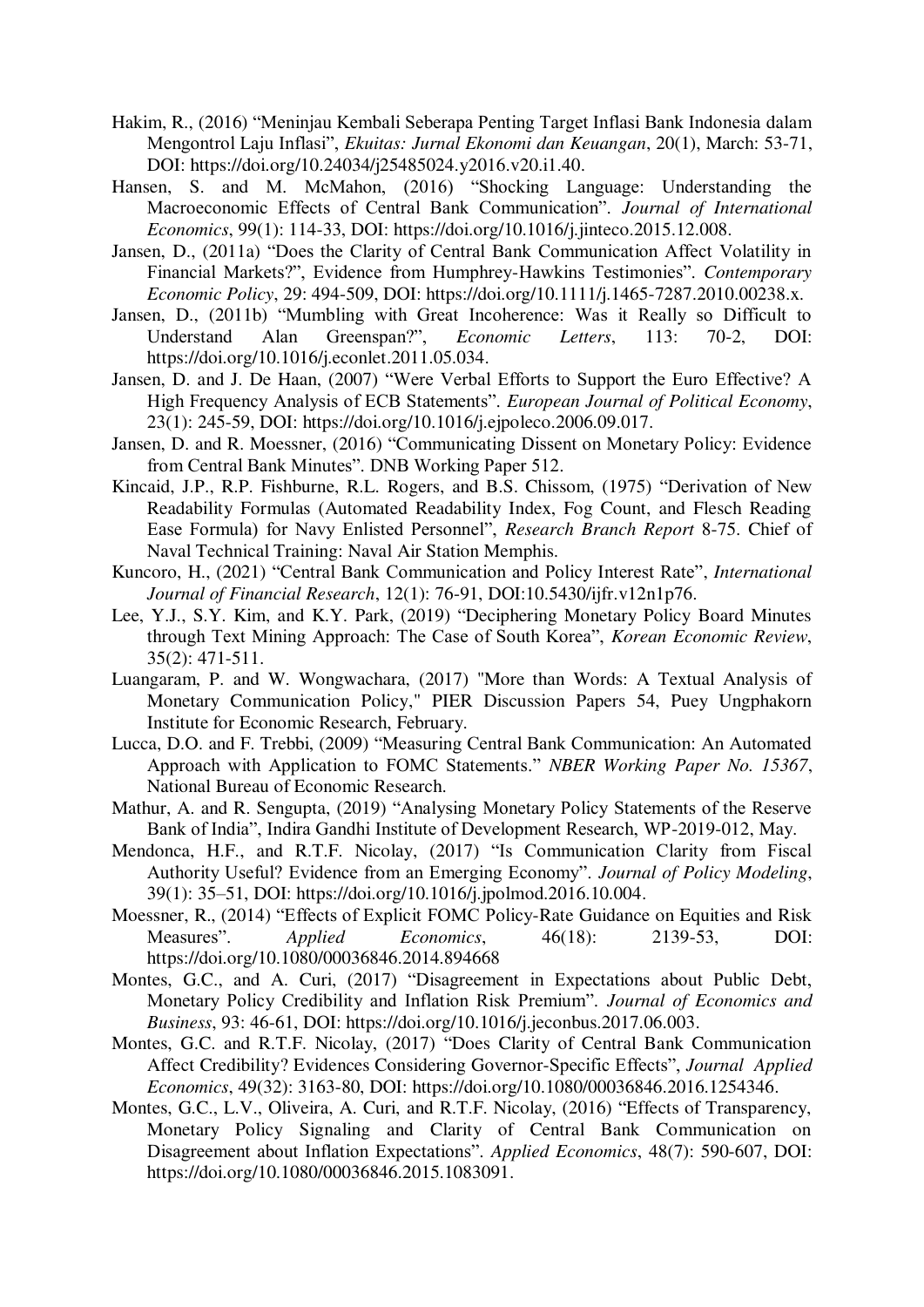Hakim, R., (2016) "Meninjau Kembali Seberapa Penting Target Inflasi Bank Indonesia dalam Mengontrol Laju Inflasi", *Ekuitas: Jurnal Ekonomi dan Keuangan*, 20(1), March: 53-71, DOI: https://doi.org/10.24034/j25485024.y2016.v20.i1.40.

Hansen, S. and M. McMahon, (2016) "Shocking Language: Understanding the Macroeconomic Effects of Central Bank Communication". *Journal of International Economics*, 99(1): 114-33, DOI: https://doi.org/10.1016/j.jinteco.2015.12.008.

Jansen, D., (2011a) "Does the Clarity of Central Bank Communication Affect Volatility in Financial Markets?", Evidence from Humphrey-Hawkins Testimonies". *Contemporary Economic Policy*, 29: 494-509, DOI: https://doi.org/10.1111/j.1465-7287.2010.00238.x.

Jansen, D., (2011b) "Mumbling with Great Incoherence: Was it Really so Difficult to Understand Alan Greenspan?", *Economic Letters*, 113: 70-2, DOI: https://doi.org/10.1016/j.econlet.2011.05.034.

Jansen, D. and J. De Haan, (2007) "Were Verbal Efforts to Support the Euro Effective? A High Frequency Analysis of ECB Statements". *European Journal of Political Economy*, 23(1): 245-59, DOI: https://doi.org/10.1016/j.ejpoleco.2006.09.017.

Jansen, D. and R. Moessner, (2016) "Communicating Dissent on Monetary Policy: Evidence from Central Bank Minutes". DNB Working Paper 512.

Kincaid, J.P., R.P. Fishburne, R.L. Rogers, and B.S. Chissom, (1975) "Derivation of New Readability Formulas (Automated Readability Index, Fog Count, and Flesch Reading Ease Formula) for Navy Enlisted Personnel", *Research Branch Report* 8-75. Chief of Naval Technical Training: Naval Air Station Memphis.

Kuncoro, H., (2021) "Central Bank Communication and Policy Interest Rate", *International Journal of Financial Research*, 12(1): 76-91, DOI:10.5430/ijfr.v12n1p76.

Lee, Y.J., S.Y. Kim, and K.Y. Park, (2019) "Deciphering Monetary Policy Board Minutes through Text Mining Approach: The Case of South Korea", *Korean Economic Review*, 35(2): 471-511.

Luangaram, P. and W. Wongwachara, (2017) "More than Words: A Textual Analysis of Monetary Communication Policy," PIER Discussion Papers 54, Puey Ungphakorn Institute for Economic Research, February.

Lucca, D.O. and F. Trebbi, (2009) "Measuring Central Bank Communication: An Automated Approach with Application to FOMC Statements." *NBER Working Paper No. 15367*, National Bureau of Economic Research.

Mathur, A. and R. Sengupta, (2019) "Analysing Monetary Policy Statements of the Reserve Bank of India", Indira Gandhi Institute of Development Research, WP-2019-012, May.

Mendonca, H.F., and R.T.F. Nicolay, (2017) "Is Communication Clarity from Fiscal Authority Useful? Evidence from an Emerging Economy". *Journal of Policy Modeling*, 39(1): 35–51, DOI: https://doi.org/10.1016/j.jpolmod.2016.10.004.

Moessner, R., (2014) "Effects of Explicit FOMC Policy-Rate Guidance on Equities and Risk Measures". *Applied Economics*, 46(18): 2139-53, DOI: https://doi.org/10.1080/00036846.2014.894668

Montes, G.C., and A. Curi, (2017) "Disagreement in Expectations about Public Debt, Monetary Policy Credibility and Inflation Risk Premium". *Journal of Economics and Business*, 93: 46-61, DOI: https://doi.org/10.1016/j.jeconbus.2017.06.003.

Montes, G.C. and R.T.F. Nicolay, (2017) "Does Clarity of Central Bank Communication Affect Credibility? Evidences Considering Governor-Specific Effects", *Journal Applied Economics*, 49(32): 3163-80, DOI: https://doi.org/10.1080/00036846.2016.1254346.

Montes, G.C., L.V., Oliveira, A. Curi, and R.T.F. Nicolay, (2016) "Effects of Transparency, Monetary Policy Signaling and Clarity of Central Bank Communication on Disagreement about Inflation Expectations". *Applied Economics*, 48(7): 590-607, DOI: https://doi.org/10.1080/00036846.2015.1083091.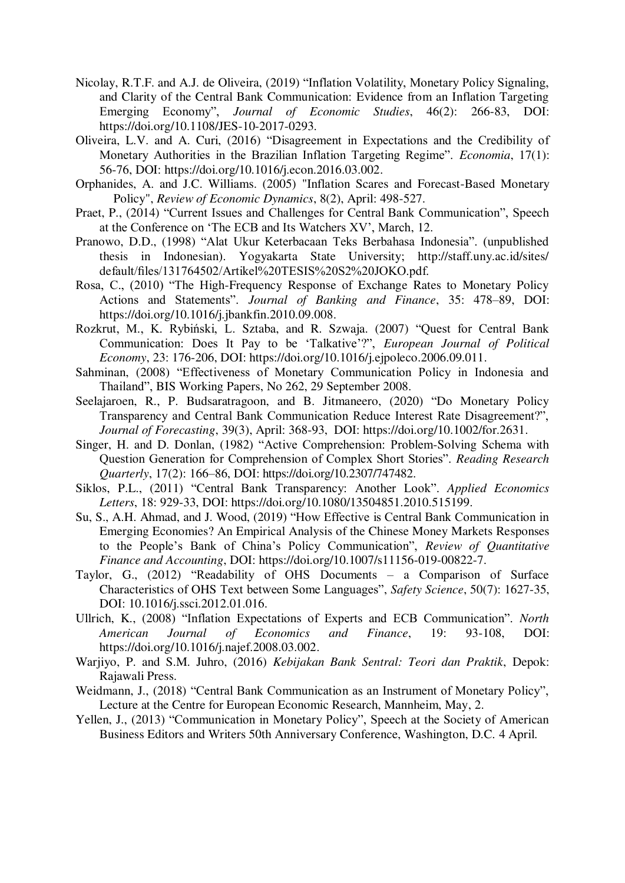Nicolay, R.T.F. and A.J. de Oliveira, (2019) “Inflation Volatility, Monetary Policy Signaling, and Clarity of the Central Bank Communication: Evidence from an Inflation Targeting Emerging Economy”, *Journal of Economic Studies*, 46(2): 266-83, DOI: https://doi.org/10.1108/JES-10-2017-0293.

Oliveira, L.V. and A. Curi, (2016) “Disagreement in Expectations and the Credibility of Monetary Authorities in the Brazilian Inflation Targeting Regime”. *Economia*, 17(1): 56-76, DOI: https://doi.org/10.1016/j.econ.2016.03.002.

Orphanides, A. and J.C. Williams. (2005) "Inflation Scares and Forecast-Based Monetary Policy", *Review of Economic Dynamics*, 8(2), April: 498-527.

Praet, P., (2014) “Current Issues and Challenges for Central Bank Communication”, Speech at the Conference on ‘The ECB and Its Watchers XV’, March, 12.

Pranowo, D.D., (1998) “Alat Ukur Keterbacaan Teks Berbahasa Indonesia”. (unpublished thesis in Indonesian). Yogyakarta State University; http://staff.uny.ac.id/sites/default/files/131764502/Artikel%20TESIS%20S2%20JOKO.pdf.

Rosa, C., (2010) “The High-Frequency Response of Exchange Rates to Monetary Policy Actions and Statements”. *Journal of Banking and Finance*, 35: 478–89, DOI: https://doi.org/10.1016/j.jbankfin.2010.09.008.

Rozkrut, M., K. Rybiński, L. Sztaba, and R. Szwaja. (2007) “Quest for Central Bank Communication: Does It Pay to be ‘Talkative’?”, *European Journal of Political Economy*, 23: 176-206, DOI: https://doi.org/10.1016/j.ejpoleco.2006.09.011.

Sahminan, (2008) “Effectiveness of Monetary Communication Policy in Indonesia and Thailand”, BIS Working Papers, No 262, 29 September 2008.

Seelajaroen, R., P. Budsaratragoon, and B. Jitmaneero, (2020) “Do Monetary Policy Transparency and Central Bank Communication Reduce Interest Rate Disagreement?”, *Journal of Forecasting*, 39(3), April: 368-93, DOI: https://doi.org/10.1002/for.2631.

Singer, H. and D. Donlan, (1982) “Active Comprehension: Problem-Solving Schema with Question Generation for Comprehension of Complex Short Stories”. *Reading Research Quarterly*, 17(2): 166–86, DOI: https://doi.org/10.2307/747482.

Siklos, P.L., (2011) “Central Bank Transparency: Another Look”. *Applied Economics Letters*, 18: 929-33, DOI: https://doi.org/10.1080/13504851.2010.515199.

Su, S., A.H. Ahmad, and J. Wood, (2019) “How Effective is Central Bank Communication in Emerging Economies? An Empirical Analysis of the Chinese Money Markets Responses to the People’s Bank of China’s Policy Communication”, *Review of Quantitative Finance and Accounting*, DOI: https://doi.org/10.1007/s11156-019-00822-7.

Taylor, G., (2012) “Readability of OHS Documents – a Comparison of Surface Characteristics of OHS Text between Some Languages”, *Safety Science*, 50(7): 1627-35, DOI: 10.1016/j.ssci.2012.01.016.

Ullrich, K., (2008) “Inflation Expectations of Experts and ECB Communication”. *North American Journal of Economics and Finance*, 19: 93-108, DOI: https://doi.org/10.1016/j.najef.2008.03.002.

Warjiyo, P. and S.M. Juhro, (2016) *Kebijakan Bank Sentral: Teori dan Praktik*, Depok: Rajawali Press.

Weidmann, J., (2018) “Central Bank Communication as an Instrument of Monetary Policy”, Lecture at the Centre for European Economic Research, Mannheim, May, 2.

Yellen, J., (2013) “Communication in Monetary Policy”, Speech at the Society of American Business Editors and Writers 50th Anniversary Conference, Washington, D.C. 4 April.